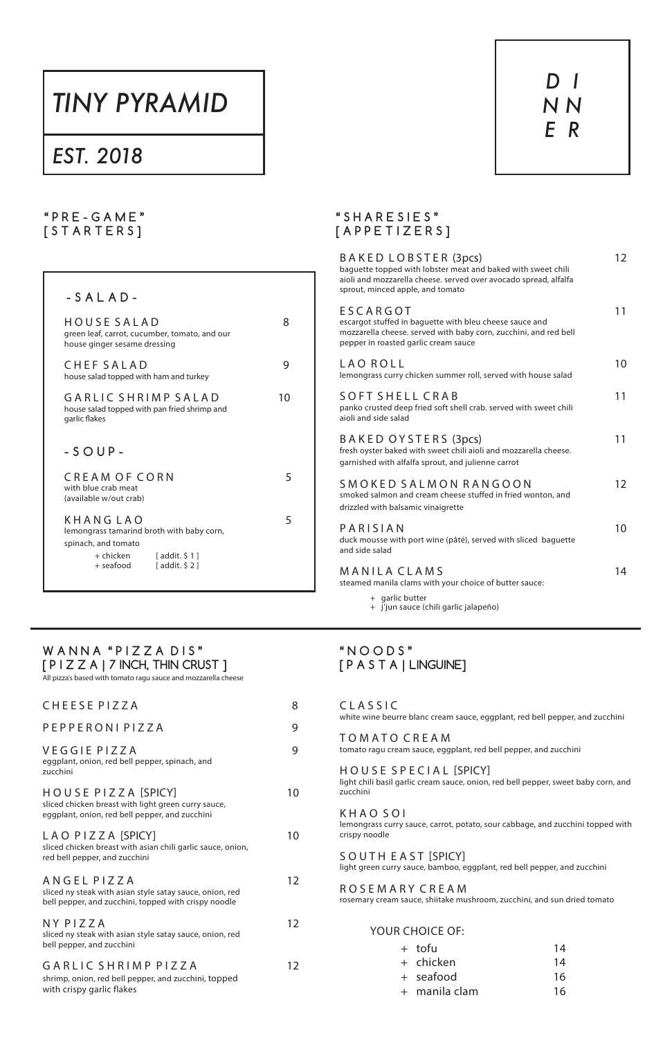# TINY PYRAMID

## EST. 2018

# DINNER

## "PRE-GAME" [STARTERS]

### -SALAD-

**HOUSE SALAD** 8
green leaf, carrot, cucumber, tomato, and our house ginger sesame dressing

**CHEF SALAD** 9
house salad topped with ham and turkey

**GARLIC SHRIMP SALAD** 10
house salad topped with pan fried shrimp and garlic flakes

### -SOUP-

**CREAM OF CORN** 5
with blue crab meat
(available w/out crab)

**KHANG LAO** 5
lemongrass tamarind broth with baby corn, spinach, and tomato
- + chicken [ addit. $ 1 ]
- + seafood [ addit. $ 2 ]

## "SHARESIES" [APPETIZERS]

**BAKED LOBSTER (3pcs)** 12
baguette topped with lobster meat and baked with sweet chili aioli and mozzarella cheese. served over avocado spread, alfalfa sprout, minced apple, and tomato

**ESCARGOT** 11
escargot stuffed in baguette with bleu cheese sauce and mozzarella cheese. served with baby corn, zucchini, and red bell pepper in roasted garlic cream sauce

**LAO ROLL** 10
lemongrass curry chicken summer roll, served with house salad

**SOFT SHELL CRAB** 11
panko crusted deep fried soft shell crab. served with sweet chili aioli and side salad

**BAKED OYSTERS (3pcs)** 11
fresh oyster baked with sweet chili aioli and mozzarella cheese. garnished with alfalfa sprout, and julienne carrot

**SMOKED SALMON RANGOON** 12
smoked salmon and cream cheese stuffed in fried wonton, and drizzled with balsamic vinaigrette

**PARISIAN** 10
duck mousse with port wine (pâté), served with sliced baguette and side salad

**MANILA CLAMS** 14
steamed manila clams with your choice of butter sauce:
- + garlic butter
- + j'jun sauce (chili garlic jalapeño)

## WANNA "PIZZA DIS" [PIZZA | 7 INCH, THIN CRUST]

All pizza's based with tomato ragu sauce and mozzarella cheese

**CHEESE PIZZA** 8

**PEPPERONI PIZZA** 9

**VEGGIE PIZZA** 9
eggplant, onion, red bell pepper, spinach, and zucchini

**HOUSE PIZZA [SPICY]** 10
sliced chicken breast with light green curry sauce, eggplant, onion, red bell pepper, and zucchini

**LAO PIZZA [SPICY]** 10
sliced chicken breast with asian chili garlic sauce, onion, red bell pepper, and zucchini

**ANGEL PIZZA** 12
sliced ny steak with asian style satay sauce, onion, red bell pepper, and zucchini, topped with crispy noodle

**NY PIZZA** 12
sliced ny steak with asian style satay sauce, onion, red bell pepper, and zucchini

**GARLIC SHRIMP PIZZA** 12
shrimp, onion, red bell pepper, and zucchini, topped with crispy garlic flakes

## "NOODS" [PASTA | LINGUINE]

**CLASSIC**
white wine beurre blanc cream sauce, eggplant, red bell pepper, and zucchini

**TOMATO CREAM**
tomato ragu cream sauce, eggplant, red bell pepper, and zucchini

**HOUSE SPECIAL [SPICY]**
light chili basil garlic cream sauce, onion, red bell pepper, sweet baby corn, and zucchini

**KHAO SOI**
lemongrass curry sauce, carrot, potato, sour cabbage, and zucchini topped with crispy noodle

**SOUTH EAST [SPICY]**
light green curry sauce, bamboo, eggplant, red bell pepper, and zucchini

**ROSEMARY CREAM**
rosemary cream sauce, shiitake mushroom, zucchini, and sun dried tomato

YOUR CHOICE OF:
- + tofu 14
- + chicken 14
- + seafood 16
- + manila clam 16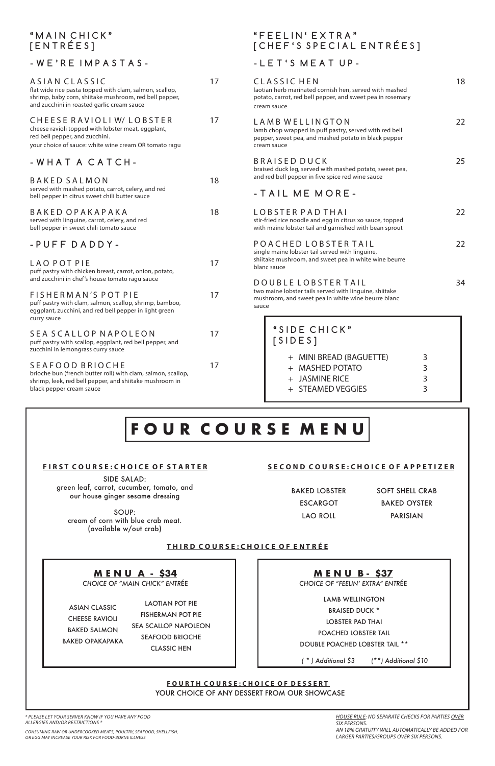# "MAIN CHICK" [ENTRÉES]

## -WE'RE IMPASTAS-

**ASIAN CLASSIC** 17
flat wide rice pasta topped with clam, salmon, scallop, shrimp, baby corn, shiitake mushroom, red bell pepper, and zucchini in roasted garlic cream sauce

**CHEESE RAVIOLI W/ LOBSTER** 17
cheese ravioli topped with lobster meat, eggplant, red bell pepper, and zucchini.
your choice of sauce: white wine cream OR tomato ragu

## -WHAT A CATCH-

**BAKED SALMON** 18
served with mashed potato, carrot, celery, and red bell pepper in citrus sweet chili butter sauce

**BAKED OPAKAPAKA** 18
served with linguine, carrot, celery, and red bell pepper in sweet chili tomato sauce

## -PUFF DADDY-

**LAO POT PIE** 17
puff pastry with chicken breast, carrot, onion, potato, and zucchini in chef's house tomato ragu sauce

**FISHERMAN'S POT PIE** 17
puff pastry with clam, salmon, scallop, shrimp, bamboo, eggplant, zucchini, and red bell pepper in light green curry sauce

**SEA SCALLOP NAPOLEON** 17
puff pastry with scallop, eggplant, red bell pepper, and zucchini in lemongrass curry sauce

**SEAFOOD BRIOCHE** 17
brioche bun (french butter roll) with clam, salmon, scallop, shrimp, leek, red bell pepper, and shiitake mushroom in black pepper cream sauce

# "FEELIN' EXTRA" [CHEF'S SPECIAL ENTRÉES]

## -LET'S MEAT UP-

**CLASSIC HEN** 18
laotian herb marinated cornish hen, served with mashed potato, carrot, red bell pepper, and sweet pea in rosemary cream sauce

**LAMB WELLINGTON** 22
lamb chop wrapped in puff pastry, served with red bell pepper, sweet pea, and mashed potato in black pepper cream sauce

**BRAISED DUCK** 25
braised duck leg, served with mashed potato, sweet pea, and red bell pepper in five spice red wine sauce

## -TAIL ME MORE-

**LOBSTER PAD THAI** 22
stir-fried rice noodle and egg in citrus xo sauce, topped with maine lobster tail and garnished with bean sprout

**POACHED LOBSTER TAIL** 22
single maine lobster tail served with linguine, shiitake mushroom, and sweet pea in white wine beurre blanc sauce

**DOUBLE LOBSTER TAIL** 34
two maine lobster tails served with linguine, shiitake mushroom, and sweet pea in white wine beurre blanc sauce

# "SIDE CHICK" [SIDES]

- + MINI BREAD (BAGUETTE) 3
- + MASHED POTATO 3
- + JASMINE RICE 3
- + STEAMED VEGGIES 3

# FOUR COURSE MENU

**FIRST COURSE: CHOICE OF STARTER**

SIDE SALAD:
green leaf, carrot, cucumber, tomato, and our house ginger sesame dressing

SOUP:
cream of corn with blue crab meat.
(available w/out crab)

**SECOND COURSE: CHOICE OF APPETIZER**

BAKED LOBSTER
ESCARGOT
LAO ROLL
SOFT SHELL CRAB
BAKED OYSTER
PARISIAN

**THIRD COURSE: CHOICE OF ENTRÉE**

**MENU A - $34**
*CHOICE OF "MAIN CHICK" ENTRÉE*

ASIAN CLASSIC
CHEESE RAVIOLI
BAKED SALMON
BAKED OPAKAPAKA
LAOTIAN POT PIE
FISHERMAN POT PIE
SEA SCALLOP NAPOLEON
SEAFOOD BRIOCHE
CLASSIC HEN

**MENU B - $37**
*CHOICE OF "FEELIN' EXTRA" ENTRÉE*

LAMB WELLINGTON
BRAISED DUCK *
LOBSTER PAD THAI
POACHED LOBSTER TAIL
DOUBLE POACHED LOBSTER TAIL **

*( * ) Additional $3 (**) Additional $10*

**FOURTH COURSE: CHOICE OF DESSERT**
YOUR CHOICE OF ANY DESSERT FROM OUR SHOWCASE

*\* PLEASE LET YOUR SERVER KNOW IF YOU HAVE ANY FOOD ALLERGIES AND/OR RESTRICTIONS \**

*CONSUMING RAW OR UNDERCOOKED MEATS, POULTRY, SEAFOOD, SHELLFISH, OR EGG MAY INCREASE YOUR RISK FOR FOOD-BORNE ILLNESS*

*HOUSE RULE: NO SEPARATE CHECKS FOR PARTIES OVER SIX PERSONS.*
*AN 18% GRATUITY WILL AUTOMATICALLY BE ADDED FOR LARGER PARTIES/GROUPS OVER SIX PERSONS.*